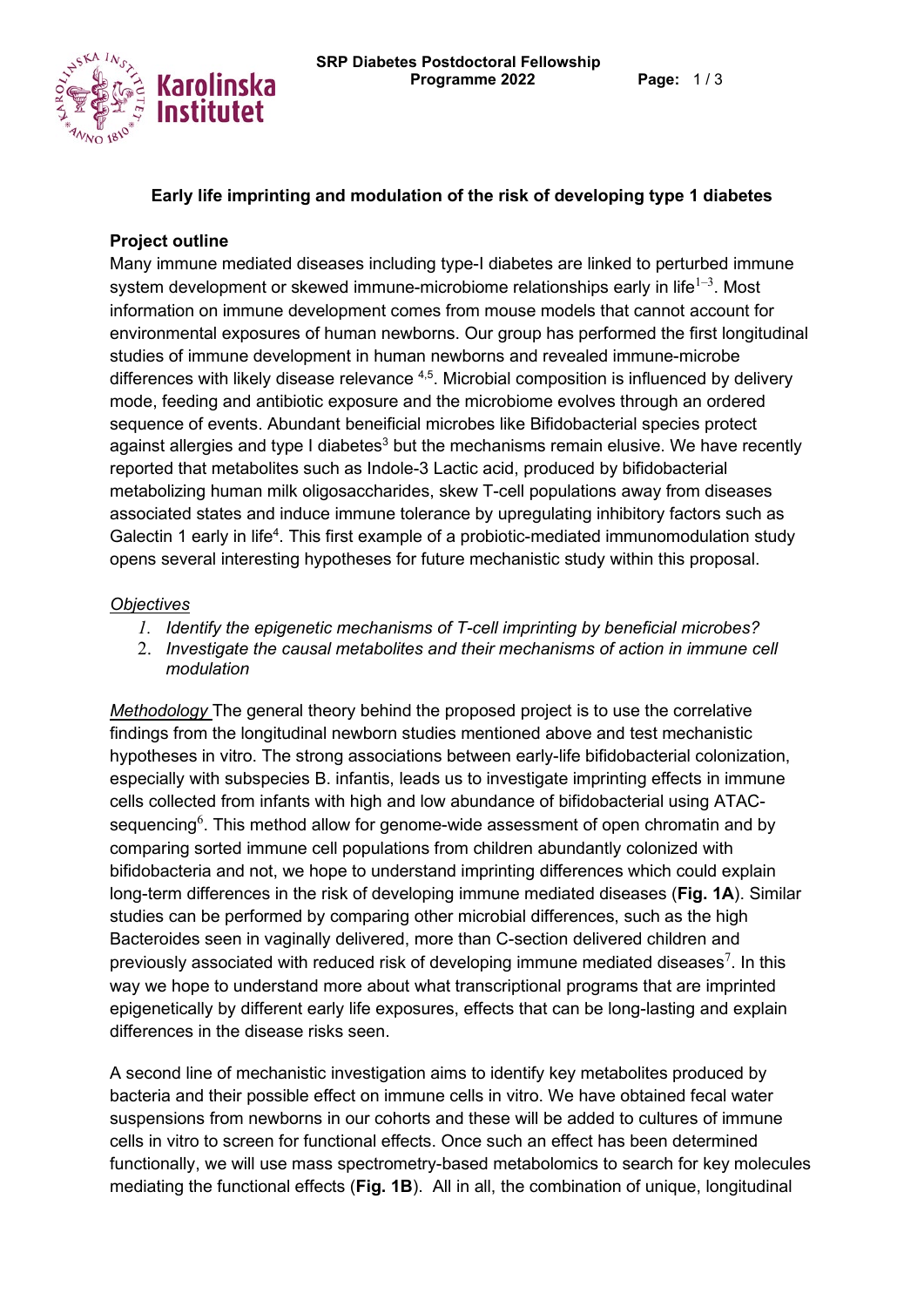### Early life imprinting and modulation of the risk of developing type 1 diabetes

**Project outline**

Many immune mediated diseases including type-I diabetes are linked to perturbed immune system development or skewed immune-microbiome relationships early in life[1–3]. Most information on immune development comes from mouse models that cannot account for environmental exposures of human newborns. Our group has performed the first longitudinal studies of immune development in human newborns and revealed immune-microbe differences with likely disease relevance [4,5]. Microbial composition is influenced by delivery mode, feeding and antibiotic exposure and the microbiome evolves through an ordered sequence of events. Abundant beneificial microbes like Bifidobacterial species protect against allergies and type I diabetes[3] but the mechanisms remain elusive. We have recently reported that metabolites such as Indole-3 Lactic acid, produced by bifidobacterial metabolizing human milk oligosaccharides, skew T-cell populations away from diseases associated states and induce immune tolerance by upregulating inhibitory factors such as Galectin 1 early in life[4]. This first example of a probiotic-mediated immunomodulation study opens several interesting hypotheses for future mechanistic study within this proposal.

*Objectives*

1. *Identify the epigenetic mechanisms of T-cell imprinting by beneficial microbes?*
2. *Investigate the causal metabolites and their mechanisms of action in immune cell modulation*

*Methodology* The general theory behind the proposed project is to use the correlative findings from the longitudinal newborn studies mentioned above and test mechanistic hypotheses in vitro. The strong associations between early-life bifidobacterial colonization, especially with subspecies B. infantis, leads us to investigate imprinting effects in immune cells collected from infants with high and low abundance of bifidobacterial using ATAC-sequencing[6]. This method allow for genome-wide assessment of open chromatin and by comparing sorted immune cell populations from children abundantly colonized with bifidobacteria and not, we hope to understand imprinting differences which could explain long-term differences in the risk of developing immune mediated diseases (**Fig. 1A**). Similar studies can be performed by comparing other microbial differences, such as the high Bacteroides seen in vaginally delivered, more than C-section delivered children and previously associated with reduced risk of developing immune mediated diseases[7]. In this way we hope to understand more about what transcriptional programs that are imprinted epigenetically by different early life exposures, effects that can be long-lasting and explain differences in the disease risks seen.

A second line of mechanistic investigation aims to identify key metabolites produced by bacteria and their possible effect on immune cells in vitro. We have obtained fecal water suspensions from newborns in our cohorts and these will be added to cultures of immune cells in vitro to screen for functional effects. Once such an effect has been determined functionally, we will use mass spectrometry-based metabolomics to search for key molecules mediating the functional effects (**Fig. 1B**). All in all, the combination of unique, longitudinal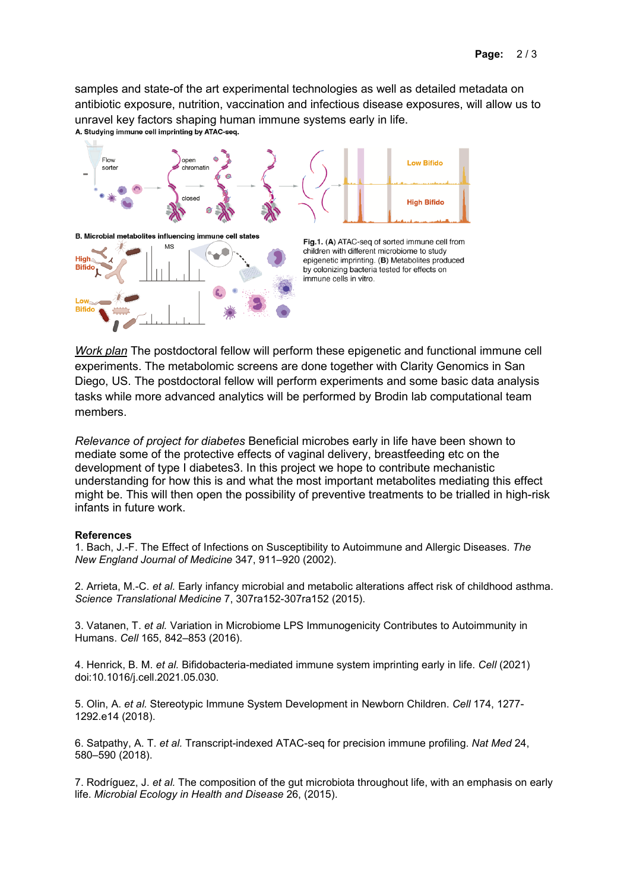samples and state-of the art experimental technologies as well as detailed metadata on antibiotic exposure, nutrition, vaccination and infectious disease exposures, will allow us to unravel key factors shaping human immune systems early in life.

**A. Studying immune cell imprinting by ATAC-seq.**

**B. Microbial metabolites influencing immune cell states**

**Fig.1.** (**A**) ATAC-seq of sorted immune cell from children with different microbiome to study epigenetic imprinting. (**B**) Metabolites produced by colonizing bacteria tested for effects on immune cells in vitro.

*Work plan* The postdoctoral fellow will perform these epigenetic and functional immune cell experiments. The metabolomic screens are done together with Clarity Genomics in San Diego, US. The postdoctoral fellow will perform experiments and some basic data analysis tasks while more advanced analytics will be performed by Brodin lab computational team members.

*Relevance of project for diabetes* Beneficial microbes early in life have been shown to mediate some of the protective effects of vaginal delivery, breastfeeding etc on the development of type I diabetes3. In this project we hope to contribute mechanistic understanding for how this is and what the most important metabolites mediating this effect might be. This will then open the possibility of preventive treatments to be trialled in high-risk infants in future work.

**References**

1. Bach, J.-F. The Effect of Infections on Susceptibility to Autoimmune and Allergic Diseases. *The New England Journal of Medicine* 347, 911–920 (2002).

2. Arrieta, M.-C. *et al.* Early infancy microbial and metabolic alterations affect risk of childhood asthma. *Science Translational Medicine* 7, 307ra152-307ra152 (2015).

3. Vatanen, T. *et al.* Variation in Microbiome LPS Immunogenicity Contributes to Autoimmunity in Humans. *Cell* 165, 842–853 (2016).

4. Henrick, B. M. *et al.* Bifidobacteria-mediated immune system imprinting early in life. *Cell* (2021) doi:10.1016/j.cell.2021.05.030.

5. Olin, A. *et al.* Stereotypic Immune System Development in Newborn Children. *Cell* 174, 1277-1292.e14 (2018).

6. Satpathy, A. T. *et al.* Transcript-indexed ATAC-seq for precision immune profiling. *Nat Med* 24, 580–590 (2018).

7. Rodríguez, J. *et al.* The composition of the gut microbiota throughout life, with an emphasis on early life. *Microbial Ecology in Health and Disease* 26, (2015).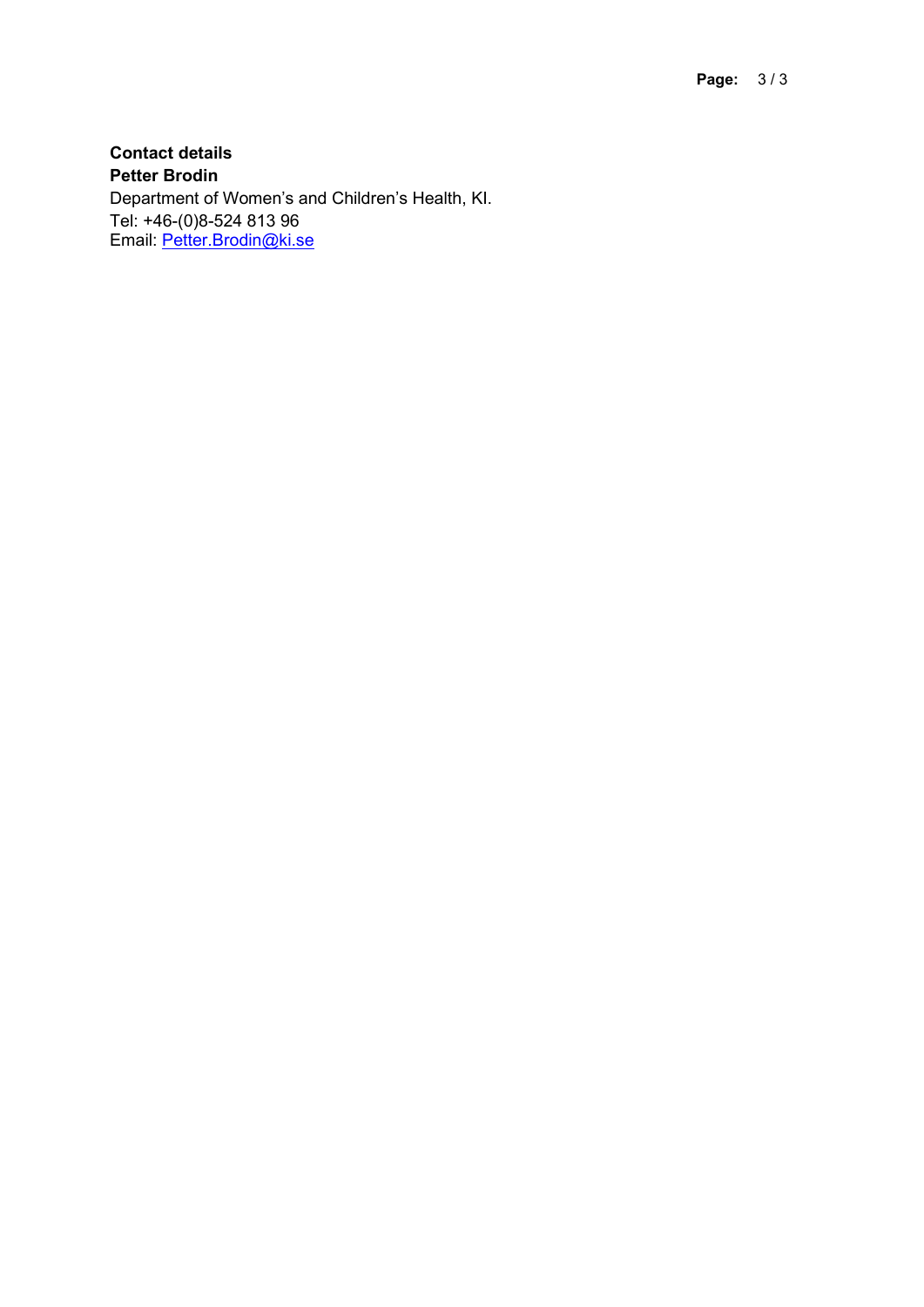**Contact details**
**Petter Brodin**
Department of Women's and Children's Health, KI.
Tel: +46-(0)8-524 813 96
Email: Petter.Brodin@ki.se